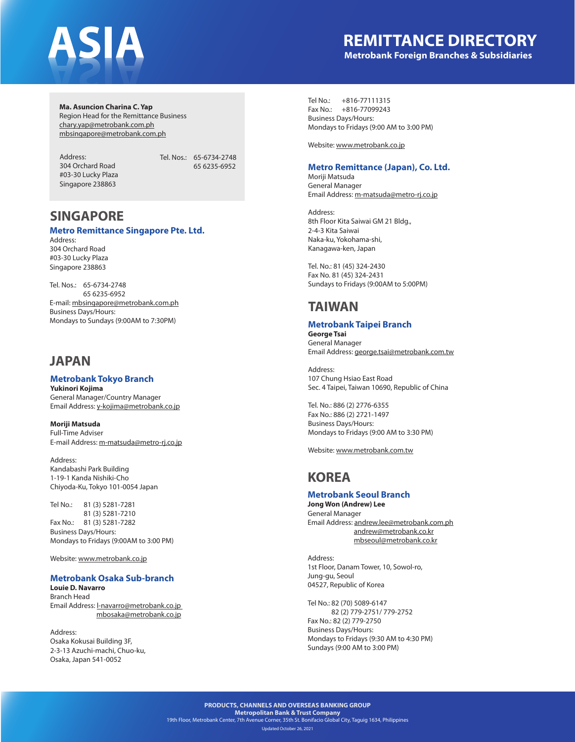# ASIA

## REMITTANCE DIRECTORY

**Metrobank Foreign Branches & Subsidiaries**

**Ma. Asuncion Charina C. Yap**
Region Head for the Remittance Business
chary.yap@metrobank.com.ph
mbsingapore@metrobank.com.ph

Address:
304 Orchard Road
#03-30 Lucky Plaza
Singapore 238863

Tel. Nos.: 65-6734-2748
65 6235-6952

## SINGAPORE

### Metro Remittance Singapore Pte. Ltd.

Address:
304 Orchard Road
#03-30 Lucky Plaza
Singapore 238863

Tel. Nos.: 65-6734-2748
65 6235-6952
E-mail: mbsingapore@metrobank.com.ph
Business Days/Hours:
Mondays to Sundays (9:00AM to 7:30PM)

## JAPAN

### Metrobank Tokyo Branch

**Yukinori Kojima**
General Manager/Country Manager
Email Address: y-kojima@metrobank.co.jp

**Moriji Matsuda**
Full-Time Adviser
E-mail Address: m-matsuda@metro-rj.co.jp

Address:
Kandabashi Park Building
1-19-1 Kanda Nishiki-Cho
Chiyoda-Ku, Tokyo 101-0054 Japan

Tel No.: 81 (3) 5281-7281
81 (3) 5281-7210
Fax No.: 81 (3) 5281-7282
Business Days/Hours:
Mondays to Fridays (9:00AM to 3:00 PM)

Website: www.metrobank.co.jp

### Metrobank Osaka Sub-branch

**Louie D. Navarro**
Branch Head
Email Address: l-navarro@metrobank.co.jp
mbosaka@metrobank.co.jp

Address:
Osaka Kokusai Building 3F,
2-3-13 Azuchi-machi, Chuo-ku,
Osaka, Japan 541-0052

Tel No.: +816-77111315
Fax No.: +816-77099243
Business Days/Hours:
Mondays to Fridays (9:00 AM to 3:00 PM)

Website: www.metrobank.co.jp

### Metro Remittance (Japan), Co. Ltd.

Moriji Matsuda
General Manager
Email Address: m-matsuda@metro-rj.co.jp

Address:
8th Floor Kita Saiwai GM 21 Bldg.,
2-4-3 Kita Saiwai
Naka-ku, Yokohama-shi,
Kanagawa-ken, Japan

Tel. No.: 81 (45) 324-2430
Fax No. 81 (45) 324-2431
Sundays to Fridays (9:00AM to 5:00PM)

## TAIWAN

### Metrobank Taipei Branch

**George Tsai**
General Manager
Email Address: george.tsai@metrobank.com.tw

Address:
107 Chung Hsiao East Road
Sec. 4 Taipei, Taiwan 10690, Republic of China

Tel. No.: 886 (2) 2776-6355
Fax No.: 886 (2) 2721-1497
Business Days/Hours:
Mondays to Fridays (9:00 AM to 3:30 PM)

Website: www.metrobank.com.tw

## KOREA

### Metrobank Seoul Branch

**Jong Won (Andrew) Lee**
General Manager
Email Address: andrew.lee@metrobank.com.ph
andrew@metrobank.co.kr
mbseoul@metrobank.co.kr

Address:
1st Floor, Danam Tower, 10, Sowol-ro,
Jung-gu, Seoul
04527, Republic of Korea

Tel No.: 82 (70) 5089-6147
82 (2) 779-2751/ 779-2752
Fax No.: 82 (2) 779-2750
Business Days/Hours:
Mondays to Fridays (9:30 AM to 4:30 PM)
Sundays (9:00 AM to 3:00 PM)

**PRODUCTS, CHANNELS AND OVERSEAS BANKING GROUP**
**Metropolitan Bank & Trust Company**
19th Floor, Metrobank Center, 7th Avenue Corner, 35th St. Bonifacio Global City, Taguig 1634, Philippines
Updated October 26, 2021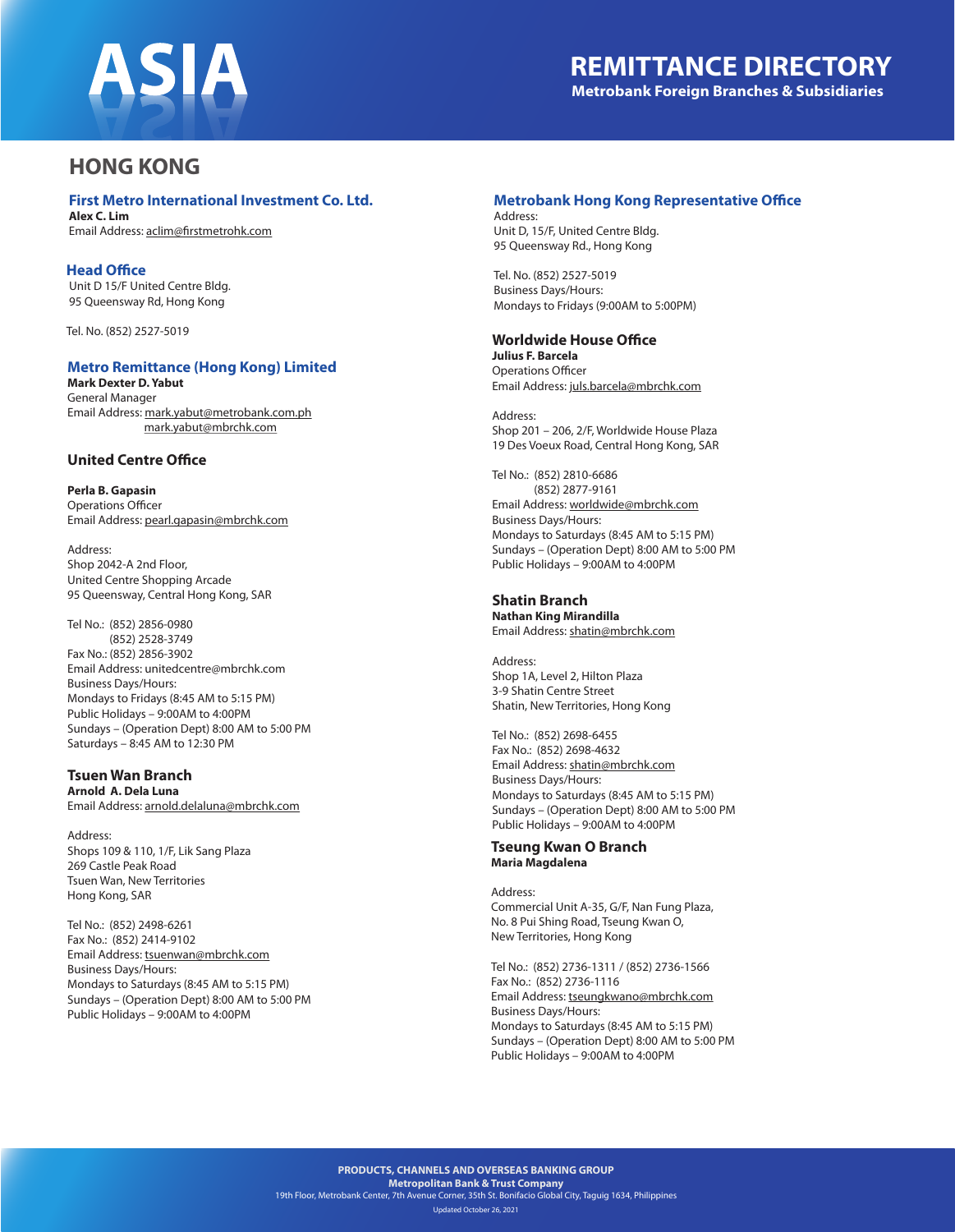# ASIA

## REMITTANCE DIRECTORY

**Metrobank Foreign Branches & Subsidiaries**

## HONG KONG

### First Metro International Investment Co. Ltd.

**Alex C. Lim**
Email Address: aclim@firstmetrohk.com

### Head Office

Unit D 15/F United Centre Bldg.
95 Queensway Rd, Hong Kong

Tel. No. (852) 2527-5019

### Metro Remittance (Hong Kong) Limited

**Mark Dexter D. Yabut**
General Manager
Email Address: mark.yabut@metrobank.com.ph
mark.yabut@mbrchk.com

### United Centre Office

**Perla B. Gapasin**
Operations Officer
Email Address: pearl.gapasin@mbrchk.com

Address:
Shop 2042-A 2nd Floor,
United Centre Shopping Arcade
95 Queensway, Central Hong Kong, SAR

Tel No.: (852) 2856-0980
(852) 2528-3749
Fax No.: (852) 2856-3902
Email Address: unitedcentre@mbrchk.com
Business Days/Hours:
Mondays to Fridays (8:45 AM to 5:15 PM)
Public Holidays – 9:00AM to 4:00PM
Sundays – (Operation Dept) 8:00 AM to 5:00 PM
Saturdays – 8:45 AM to 12:30 PM

### Tsuen Wan Branch

**Arnold A. Dela Luna**
Email Address: arnold.delaluna@mbrchk.com

Address:
Shops 109 & 110, 1/F, Lik Sang Plaza
269 Castle Peak Road
Tsuen Wan, New Territories
Hong Kong, SAR

Tel No.: (852) 2498-6261
Fax No.: (852) 2414-9102
Email Address: tsuenwan@mbrchk.com
Business Days/Hours:
Mondays to Saturdays (8:45 AM to 5:15 PM)
Sundays – (Operation Dept) 8:00 AM to 5:00 PM
Public Holidays – 9:00AM to 4:00PM

### Metrobank Hong Kong Representative Office

Address:
Unit D, 15/F, United Centre Bldg.
95 Queensway Rd., Hong Kong

Tel. No. (852) 2527-5019
Business Days/Hours:
Mondays to Fridays (9:00AM to 5:00PM)

### Worldwide House Office

**Julius F. Barcela**
Operations Officer
Email Address: juls.barcela@mbrchk.com

Address:
Shop 201 – 206, 2/F, Worldwide House Plaza
19 Des Voeux Road, Central Hong Kong, SAR

Tel No.: (852) 2810-6686
(852) 2877-9161
Email Address: worldwide@mbrchk.com
Business Days/Hours:
Mondays to Saturdays (8:45 AM to 5:15 PM)
Sundays – (Operation Dept) 8:00 AM to 5:00 PM
Public Holidays – 9:00AM to 4:00PM

### Shatin Branch

**Nathan King Mirandilla**
Email Address: shatin@mbrchk.com

Address:
Shop 1A, Level 2, Hilton Plaza
3-9 Shatin Centre Street
Shatin, New Territories, Hong Kong

Tel No.: (852) 2698-6455
Fax No.: (852) 2698-4632
Email Address: shatin@mbrchk.com
Business Days/Hours:
Mondays to Saturdays (8:45 AM to 5:15 PM)
Sundays – (Operation Dept) 8:00 AM to 5:00 PM
Public Holidays – 9:00AM to 4:00PM

### Tseung Kwan O Branch

**Maria Magdalena**

Address:
Commercial Unit A-35, G/F, Nan Fung Plaza,
No. 8 Pui Shing Road, Tseung Kwan O,
New Territories, Hong Kong

Tel No.: (852) 2736-1311 / (852) 2736-1566
Fax No.: (852) 2736-1116
Email Address: tseungkwano@mbrchk.com
Business Days/Hours:
Mondays to Saturdays (8:45 AM to 5:15 PM)
Sundays – (Operation Dept) 8:00 AM to 5:00 PM
Public Holidays – 9:00AM to 4:00PM

**PRODUCTS, CHANNELS AND OVERSEAS BANKING GROUP**
**Metropolitan Bank & Trust Company**
19th Floor, Metrobank Center, 7th Avenue Corner, 35th St. Bonifacio Global City, Taguig 1634, Philippines
Updated October 26, 2021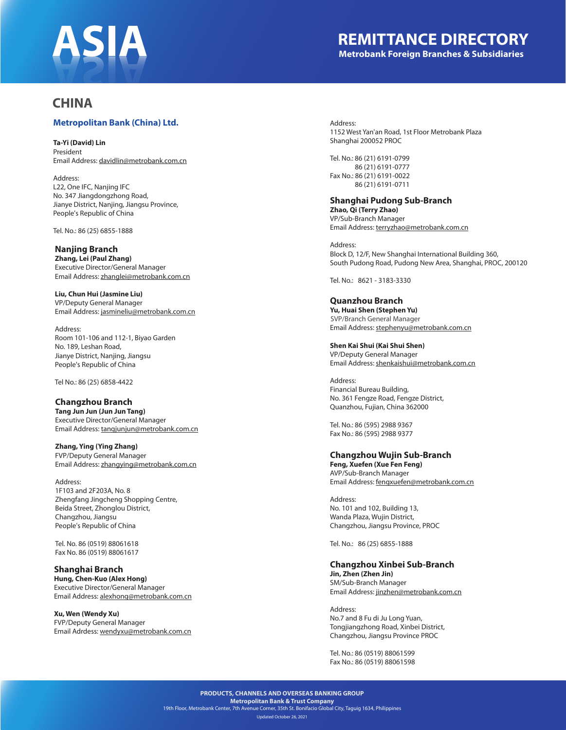# ASIA

## REMITTANCE DIRECTORY

**Metrobank Foreign Branches & Subsidiaries**

## CHINA

### Metropolitan Bank (China) Ltd.

**Ta-Yi (David) Lin**
President
Email Address: davidlin@metrobank.com.cn

Address:
L22, One IFC, Nanjing IFC
No. 347 Jiangdongzhong Road,
Jianye District, Nanjing, Jiangsu Province,
People's Republic of China

Tel. No.: 86 (25) 6855-1888

### Nanjing Branch

**Zhang, Lei (Paul Zhang)**
Executive Director/General Manager
Email Address: zhanglei@metrobank.com.cn

**Liu, Chun Hui (Jasmine Liu)**
VP/Deputy General Manager
Email Address: jasmineliu@metrobank.com.cn

Address:
Room 101-106 and 112-1, Biyao Garden
No. 189, Leshan Road,
Jianye District, Nanjing, Jiangsu
People's Republic of China

Tel No.: 86 (25) 6858-4422

### Changzhou Branch

**Tang Jun Jun (Jun Jun Tang)**
Executive Director/General Manager
Email Address: tangjunjun@metrobank.com.cn

**Zhang, Ying (Ying Zhang)**
FVP/Deputy General Manager
Email Address: zhangying@metrobank.com.cn

Address:
1F103 and 2F203A, No. 8
Zhengfang Jingcheng Shopping Centre,
Beida Street, Zhonglou District,
Changzhou, Jiangsu
People's Republic of China

Tel. No. 86 (0519) 88061618
Fax No. 86 (0519) 88061617

### Shanghai Branch

**Hung, Chen-Kuo (Alex Hong)**
Executive Director/General Manager
Email Address: alexhong@metrobank.com.cn

**Xu, Wen (Wendy Xu)**
FVP/Deputy General Manager
Email Adrdess: wendyxu@metrobank.com.cn

Address:
1152 West Yan'an Road, 1st Floor Metrobank Plaza
Shanghai 200052 PROC

Tel. No.: 86 (21) 6191-0799
86 (21) 6191-0777
Fax No.: 86 (21) 6191-0022
86 (21) 6191-0711

### Shanghai Pudong Sub-Branch

**Zhao, Qi (Terry Zhao)**
VP/Sub-Branch Manager
Email Address: terryzhao@metrobank.com.cn

Address:
Block D, 12/F, New Shanghai International Building 360,
South Pudong Road, Pudong New Area, Shanghai, PROC, 200120

Tel. No.: 8621 - 3183-3330

### Quanzhou Branch

**Yu, Huai Shen (Stephen Yu)**
SVP/Branch General Manager
Email Address: stephenyu@metrobank.com.cn

**Shen Kai Shui (Kai Shui Shen)**
VP/Deputy General Manager
Email Address: shenkaishui@metrobank.com.cn

Address:
Financial Bureau Building,
No. 361 Fengze Road, Fengze District,
Quanzhou, Fujian, China 362000

Tel. No.: 86 (595) 2988 9367
Fax No.: 86 (595) 2988 9377

### Changzhou Wujin Sub-Branch

**Feng, Xuefen (Xue Fen Feng)**
AVP/Sub-Branch Manager
Email Address: fengxuefen@metrobank.com.cn

Address:
No. 101 and 102, Building 13,
Wanda Plaza, Wujin District,
Changzhou, Jiangsu Province, PROC

Tel. No.: 86 (25) 6855-1888

### Changzhou Xinbei Sub-Branch

**Jin, Zhen (Zhen Jin)**
SM/Sub-Branch Manager
Email Address: jinzhen@metrobank.com.cn

Address:
No.7 and 8 Fu di Ju Long Yuan,
Tongjiangzhong Road, Xinbei District,
Changzhou, Jiangsu Province PROC

Tel. No.: 86 (0519) 88061599
Fax No.: 86 (0519) 88061598

**PRODUCTS, CHANNELS AND OVERSEAS BANKING GROUP**
**Metropolitan Bank & Trust Company**
19th Floor, Metrobank Center, 7th Avenue Corner, 35th St. Bonifacio Global City, Taguig 1634, Philippines
Updated October 26, 2021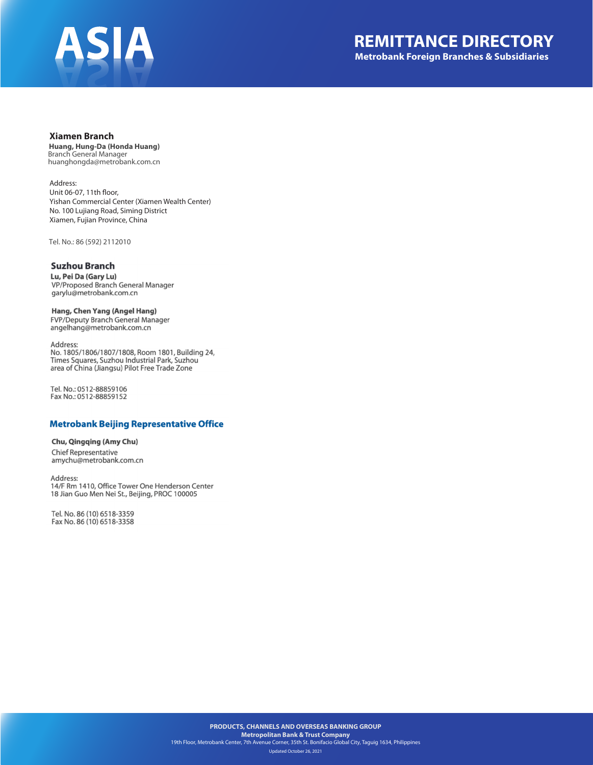# ASIA

## REMITTANCE DIRECTORY

**Metrobank Foreign Branches & Subsidiaries**

### Xiamen Branch

**Huang, Hung-Da (Honda Huang)**
Branch General Manager
huanghongda@metrobank.com.cn

Address:
Unit 06-07, 11th floor,
Yishan Commercial Center (Xiamen Wealth Center)
No. 100 Lujiang Road, Siming District
Xiamen, Fujian Province, China

Tel. No.: 86 (592) 2112010

### Suzhou Branch

**Lu, Pei Da (Gary Lu)**
VP/Proposed Branch General Manager
garylu@metrobank.com.cn

**Hang, Chen Yang (Angel Hang)**
FVP/Deputy Branch General Manager
angelhang@metrobank.com.cn

Address:
No. 1805/1806/1807/1808, Room 1801, Building 24,
Times Squares, Suzhou Industrial Park, Suzhou
area of China (Jiangsu) Pilot Free Trade Zone

Tel. No.: 0512-88859106
Fax No.: 0512-88859152

### Metrobank Beijing Representative Office

**Chu, Qingqing (Amy Chu)**
Chief Representative
amychu@metrobank.com.cn

Address:
14/F Rm 1410, Office Tower One Henderson Center
18 Jian Guo Men Nei St., Beijing, PROC 100005

Tel. No. 86 (10) 6518-3359
Fax No. 86 (10) 6518-3358

**PRODUCTS, CHANNELS AND OVERSEAS BANKING GROUP**
**Metropolitan Bank & Trust Company**
19th Floor, Metrobank Center, 7th Avenue Corner, 35th St. Bonifacio Global City, Taguig 1634, Philippines
Updated October 26, 2021